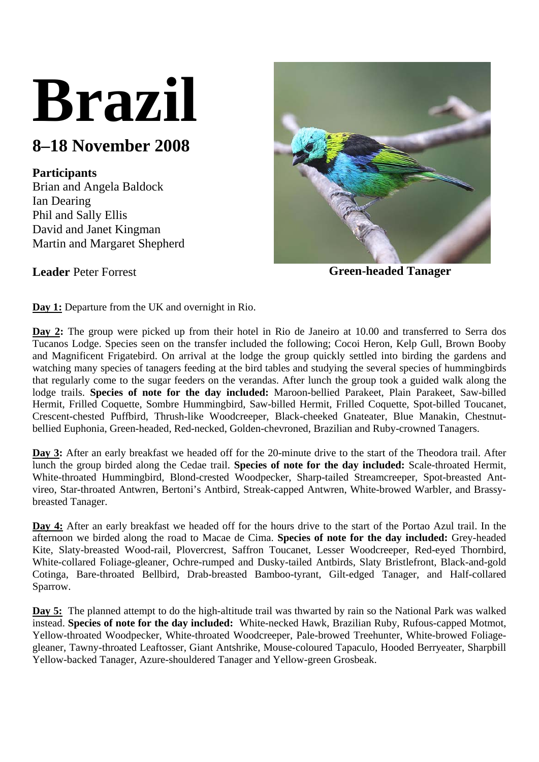# Brazil

## 8–18 November 2008

**Participants**
Brian and Angela Baldock
Ian Dearing
Phil and Sally Ellis
David and Janet Kingman
Martin and Margaret Shepherd

**Leader** Peter Forrest

**Green-headed Tanager**

**Day 1:** Departure from the UK and overnight in Rio.

**Day 2:** The group were picked up from their hotel in Rio de Janeiro at 10.00 and transferred to Serra dos Tucanos Lodge. Species seen on the transfer included the following; Cocoi Heron, Kelp Gull, Brown Booby and Magnificent Frigatebird. On arrival at the lodge the group quickly settled into birding the gardens and watching many species of tanagers feeding at the bird tables and studying the several species of hummingbirds that regularly come to the sugar feeders on the verandas. After lunch the group took a guided walk along the lodge trails. **Species of note for the day included:** Maroon-bellied Parakeet, Plain Parakeet, Saw-billed Hermit, Frilled Coquette, Sombre Hummingbird, Saw-billed Hermit, Frilled Coquette, Spot-billed Toucanet, Crescent-chested Puffbird, Thrush-like Woodcreeper, Black-cheeked Gnateater, Blue Manakin, Chestnut-bellied Euphonia, Green-headed, Red-necked, Golden-chevroned, Brazilian and Ruby-crowned Tanagers.

**Day 3:** After an early breakfast we headed off for the 20-minute drive to the start of the Theodora trail. After lunch the group birded along the Cedae trail. **Species of note for the day included:** Scale-throated Hermit, White-throated Hummingbird, Blond-crested Woodpecker, Sharp-tailed Streamcreeper, Spot-breasted Ant-vireo, Star-throated Antwren, Bertoni's Antbird, Streak-capped Antwren, White-browed Warbler, and Brassy-breasted Tanager.

**Day 4:** After an early breakfast we headed off for the hours drive to the start of the Portao Azul trail. In the afternoon we birded along the road to Macae de Cima. **Species of note for the day included:** Grey-headed Kite, Slaty-breasted Wood-rail, Plovercrest, Saffron Toucanet, Lesser Woodcreeper, Red-eyed Thornbird, White-collared Foliage-gleaner, Ochre-rumped and Dusky-tailed Antbirds, Slaty Bristlefront, Black-and-gold Cotinga, Bare-throated Bellbird, Drab-breasted Bamboo-tyrant, Gilt-edged Tanager, and Half-collared Sparrow.

**Day 5:** The planned attempt to do the high-altitude trail was thwarted by rain so the National Park was walked instead. **Species of note for the day included:** White-necked Hawk, Brazilian Ruby, Rufous-capped Motmot, Yellow-throated Woodpecker, White-throated Woodcreeper, Pale-browed Treehunter, White-browed Foliage-gleaner, Tawny-throated Leaftosser, Giant Antshrike, Mouse-coloured Tapaculo, Hooded Berryeater, Sharpbill Yellow-backed Tanager, Azure-shouldered Tanager and Yellow-green Grosbeak.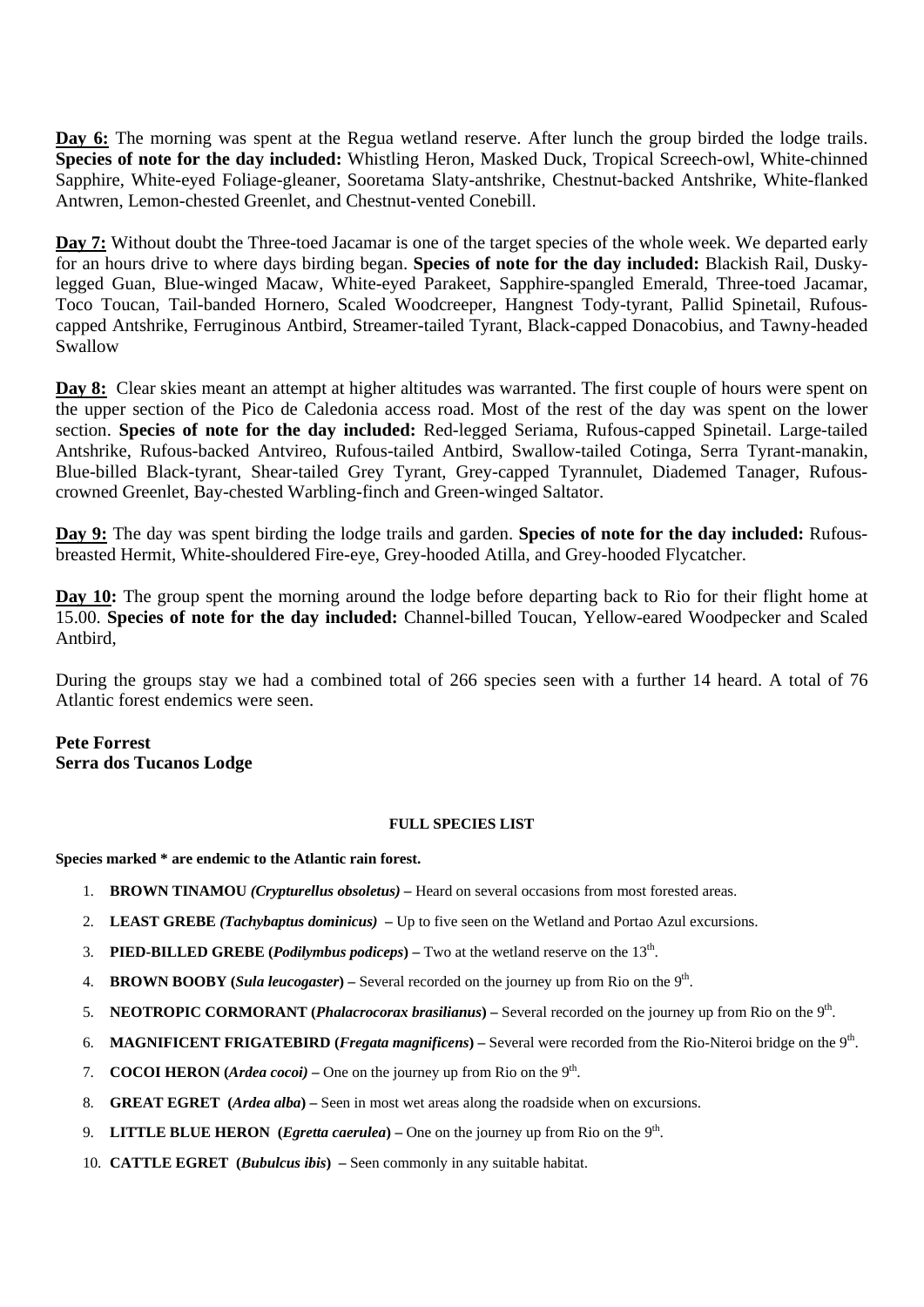**Day 6:** The morning was spent at the Regua wetland reserve. After lunch the group birded the lodge trails. **Species of note for the day included:** Whistling Heron, Masked Duck, Tropical Screech-owl, White-chinned Sapphire, White-eyed Foliage-gleaner, Sooretama Slaty-antshrike, Chestnut-backed Antshrike, White-flanked Antwren, Lemon-chested Greenlet, and Chestnut-vented Conebill.

**Day 7:** Without doubt the Three-toed Jacamar is one of the target species of the whole week. We departed early for an hours drive to where days birding began. **Species of note for the day included:** Blackish Rail, Dusky-legged Guan, Blue-winged Macaw, White-eyed Parakeet, Sapphire-spangled Emerald, Three-toed Jacamar, Toco Toucan, Tail-banded Hornero, Scaled Woodcreeper, Hangnest Tody-tyrant, Pallid Spinetail, Rufous-capped Antshrike, Ferruginous Antbird, Streamer-tailed Tyrant, Black-capped Donacobius, and Tawny-headed Swallow

**Day 8:** Clear skies meant an attempt at higher altitudes was warranted. The first couple of hours were spent on the upper section of the Pico de Caledonia access road. Most of the rest of the day was spent on the lower section. **Species of note for the day included:** Red-legged Seriama, Rufous-capped Spinetail. Large-tailed Antshrike, Rufous-backed Antvireo, Rufous-tailed Antbird, Swallow-tailed Cotinga, Serra Tyrant-manakin, Blue-billed Black-tyrant, Shear-tailed Grey Tyrant, Grey-capped Tyrannulet, Diademed Tanager, Rufous-crowned Greenlet, Bay-chested Warbling-finch and Green-winged Saltator.

**Day 9:** The day was spent birding the lodge trails and garden. **Species of note for the day included:** Rufous-breasted Hermit, White-shouldered Fire-eye, Grey-hooded Atilla, and Grey-hooded Flycatcher.

**Day 10:** The group spent the morning around the lodge before departing back to Rio for their flight home at 15.00. **Species of note for the day included:** Channel-billed Toucan, Yellow-eared Woodpecker and Scaled Antbird,

During the groups stay we had a combined total of 266 species seen with a further 14 heard. A total of 76 Atlantic forest endemics were seen.

**Pete Forrest**
**Serra dos Tucanos Lodge**

## FULL SPECIES LIST

**Species marked * are endemic to the Atlantic rain forest.**

1. **BROWN TINAMOU** ***(Crypturellus obsoletus)*** **–** Heard on several occasions from most forested areas.
2. **LEAST GREBE** ***(Tachybaptus dominicus)*** **–** Up to five seen on the Wetland and Portao Azul excursions.
3. **PIED-BILLED GREBE (*Podilymbus podiceps*) –** Two at the wetland reserve on the 13th.
4. **BROWN BOOBY (*Sula leucogaster*) –** Several recorded on the journey up from Rio on the 9th.
5. **NEOTROPIC CORMORANT (*Phalacrocorax brasilianus*) –** Several recorded on the journey up from Rio on the 9th.
6. **MAGNIFICENT FRIGATEBIRD (*Fregata magnificens*) –** Several were recorded from the Rio-Niteroi bridge on the 9th.
7. **COCOI HERON (*Ardea cocoi)* –** One on the journey up from Rio on the 9th.
8. **GREAT EGRET (*Ardea alba*) –** Seen in most wet areas along the roadside when on excursions.
9. **LITTLE BLUE HERON (*Egretta caerulea*) –** One on the journey up from Rio on the 9th.
10. **CATTLE EGRET (*Bubulcus ibis*) –** Seen commonly in any suitable habitat.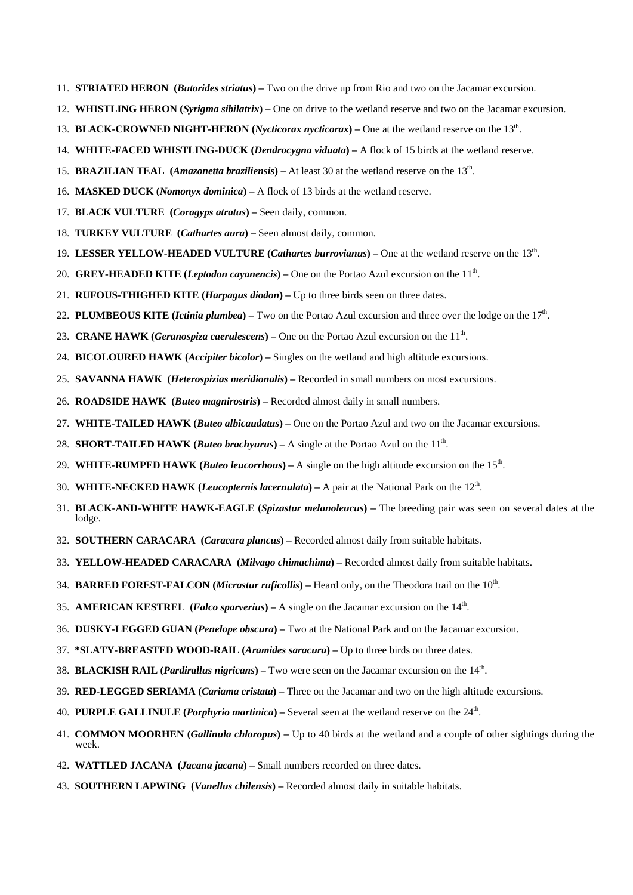11. **STRIATED HERON (*Butorides striatus*) –** Two on the drive up from Rio and two on the Jacamar excursion.
12. **WHISTLING HERON (*Syrigma sibilatrix*) –** One on drive to the wetland reserve and two on the Jacamar excursion.
13. **BLACK-CROWNED NIGHT-HERON (*Nycticorax nycticorax*) –** One at the wetland reserve on the 13th.
14. **WHITE-FACED WHISTLING-DUCK (*Dendrocygna viduata*) –** A flock of 15 birds at the wetland reserve.
15. **BRAZILIAN TEAL (*Amazonetta braziliensis*) –** At least 30 at the wetland reserve on the 13th.
16. **MASKED DUCK (*Nomonyx dominica*) –** A flock of 13 birds at the wetland reserve.
17. **BLACK VULTURE (*Coragyps atratus*) –** Seen daily, common.
18. **TURKEY VULTURE (*Cathartes aura*) –** Seen almost daily, common.
19. **LESSER YELLOW-HEADED VULTURE (*Cathartes burrovianus*) –** One at the wetland reserve on the 13th.
20. **GREY-HEADED KITE (*Leptodon cayanencis*) –** One on the Portao Azul excursion on the 11th.
21. **RUFOUS-THIGHED KITE (*Harpagus diodon*) –** Up to three birds seen on three dates.
22. **PLUMBEOUS KITE (*Ictinia plumbea*) –** Two on the Portao Azul excursion and three over the lodge on the 17th.
23. **CRANE HAWK (*Geranospiza caerulescens*) –** One on the Portao Azul excursion on the 11th.
24. **BICOLOURED HAWK (*Accipiter bicolor*) –** Singles on the wetland and high altitude excursions.
25. **SAVANNA HAWK (*Heterospizias meridionalis*) –** Recorded in small numbers on most excursions.
26. **ROADSIDE HAWK (*Buteo magnirostris*) –** Recorded almost daily in small numbers.
27. **WHITE-TAILED HAWK (*Buteo albicaudatus*) –** One on the Portao Azul and two on the Jacamar excursions.
28. **SHORT-TAILED HAWK (*Buteo brachyurus*) –** A single at the Portao Azul on the 11th.
29. **WHITE-RUMPED HAWK (*Buteo leucorrhous*) –** A single on the high altitude excursion on the 15th.
30. **WHITE-NECKED HAWK (*Leucopternis lacernulata*) –** A pair at the National Park on the 12th.
31. **BLACK-AND-WHITE HAWK-EAGLE (*Spizastur melanoleucus*) –** The breeding pair was seen on several dates at the lodge.
32. **SOUTHERN CARACARA (*Caracara plancus*) –** Recorded almost daily from suitable habitats.
33. **YELLOW-HEADED CARACARA (*Milvago chimachima*) –** Recorded almost daily from suitable habitats.
34. **BARRED FOREST-FALCON (*Micrastur ruficollis*) –** Heard only, on the Theodora trail on the 10th.
35. **AMERICAN KESTREL (*Falco sparverius*) –** A single on the Jacamar excursion on the 14th.
36. **DUSKY-LEGGED GUAN (*Penelope obscura*) –** Two at the National Park and on the Jacamar excursion.
37. **\*SLATY-BREASTED WOOD-RAIL (*Aramides saracura*) –** Up to three birds on three dates.
38. **BLACKISH RAIL (*Pardirallus nigricans*) –** Two were seen on the Jacamar excursion on the 14th.
39. **RED-LEGGED SERIAMA (*Cariama cristata*) –** Three on the Jacamar and two on the high altitude excursions.
40. **PURPLE GALLINULE (*Porphyrio martinica*) –** Several seen at the wetland reserve on the 24th.
41. **COMMON MOORHEN (*Gallinula chloropus*) –** Up to 40 birds at the wetland and a couple of other sightings during the week.
42. **WATTLED JACANA (*Jacana jacana*) –** Small numbers recorded on three dates.
43. **SOUTHERN LAPWING (*Vanellus chilensis*) –** Recorded almost daily in suitable habitats.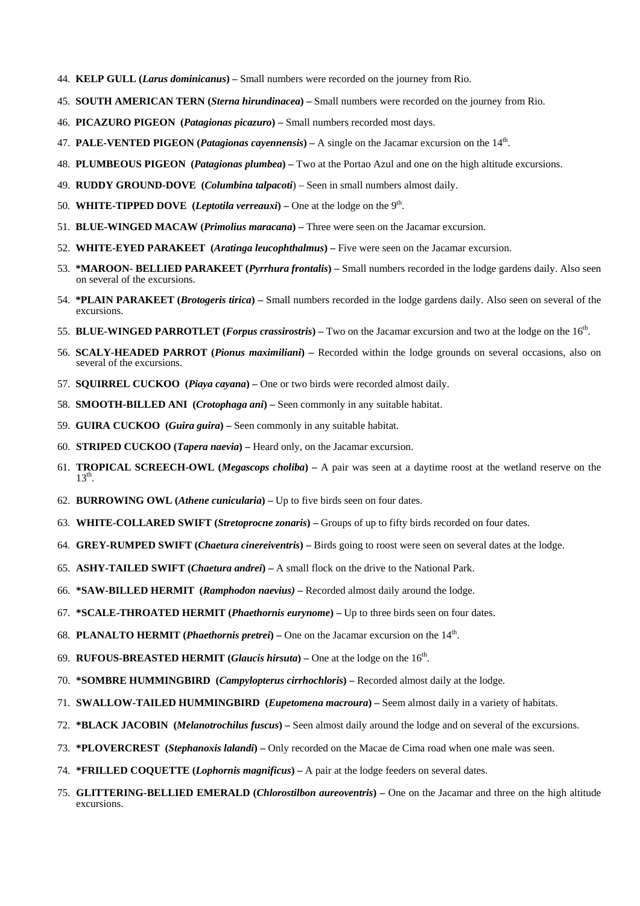44. **KELP GULL (*Larus dominicanus*) –** Small numbers were recorded on the journey from Rio.

45. **SOUTH AMERICAN TERN (*Sterna hirundinacea*) –** Small numbers were recorded on the journey from Rio.

46. **PICAZURO PIGEON (*Patagionas picazuro*) –** Small numbers recorded most days.

47. **PALE-VENTED PIGEON (*Patagionas cayennensis*) –** A single on the Jacamar excursion on the 14th.

48. **PLUMBEOUS PIGEON (*Patagionas plumbea*) –** Two at the Portao Azul and one on the high altitude excursions.

49. **RUDDY GROUND-DOVE (*Columbina talpacoti*)** – Seen in small numbers almost daily.

50. **WHITE-TIPPED DOVE (*Leptotila verreauxi*) –** One at the lodge on the 9th.

51. **BLUE-WINGED MACAW (*Primolius maracana*) –** Three were seen on the Jacamar excursion.

52. **WHITE-EYED PARAKEET (*Aratinga leucophthalmus*) –** Five were seen on the Jacamar excursion.

53. ***MAROON- BELLIED PARAKEET (*Pyrrhura frontalis*) –** Small numbers recorded in the lodge gardens daily. Also seen on several of the excursions.

54. ***PLAIN PARAKEET (*Brotogeris tirica*) –** Small numbers recorded in the lodge gardens daily. Also seen on several of the excursions.

55. **BLUE-WINGED PARROTLET (*Forpus crassirostris*) –** Two on the Jacamar excursion and two at the lodge on the 16th.

56. **SCALY-HEADED PARROT (*Pionus maximiliani*) –** Recorded within the lodge grounds on several occasions, also on several of the excursions.

57. **SQUIRREL CUCKOO (*Piaya cayana*) –** One or two birds were recorded almost daily.

58. **SMOOTH-BILLED ANI (*Crotophaga ani*) –** Seen commonly in any suitable habitat.

59. **GUIRA CUCKOO (*Guira guira*) –** Seen commonly in any suitable habitat.

60. **STRIPED CUCKOO (*Tapera naevia*) –** Heard only, on the Jacamar excursion.

61. **TROPICAL SCREECH-OWL (*Megascops choliba*) –** A pair was seen at a daytime roost at the wetland reserve on the 13th.

62. **BURROWING OWL (*Athene cunicularia*) –** Up to five birds seen on four dates.

63. **WHITE-COLLARED SWIFT (*Stretoprocne zonaris*) –** Groups of up to fifty birds recorded on four dates.

64. **GREY-RUMPED SWIFT (*Chaetura cinereiventris*) –** Birds going to roost were seen on several dates at the lodge.

65. **ASHY-TAILED SWIFT (*Chaetura andrei*) –** A small flock on the drive to the National Park.

66. ***SAW-BILLED HERMIT (*Ramphodon naevius*) –** Recorded almost daily around the lodge.

67. ***SCALE-THROATED HERMIT (*Phaethornis eurynome*) –** Up to three birds seen on four dates.

68. **PLANALTO HERMIT (*Phaethornis pretrei*) –** One on the Jacamar excursion on the 14th.

69. **RUFOUS-BREASTED HERMIT (*Glaucis hirsuta*) –** One at the lodge on the 16th.

70. ***SOMBRE HUMMINGBIRD (*Campylopterus cirrhochloris*) –** Recorded almost daily at the lodge.

71. **SWALLOW-TAILED HUMMINGBIRD (*Eupetomena macroura*) –** Seem almost daily in a variety of habitats.

72. ***BLACK JACOBIN (*Melanotrochilus fuscus*) –** Seen almost daily around the lodge and on several of the excursions.

73. ***PLOVERCREST (*Stephanoxis lalandi*) –** Only recorded on the Macae de Cima road when one male was seen.

74. ***FRILLED COQUETTE (*Lophornis magnificus*) –** A pair at the lodge feeders on several dates.

75. **GLITTERING-BELLIED EMERALD (*Chlorostilbon aureoventris*) –** One on the Jacamar and three on the high altitude excursions.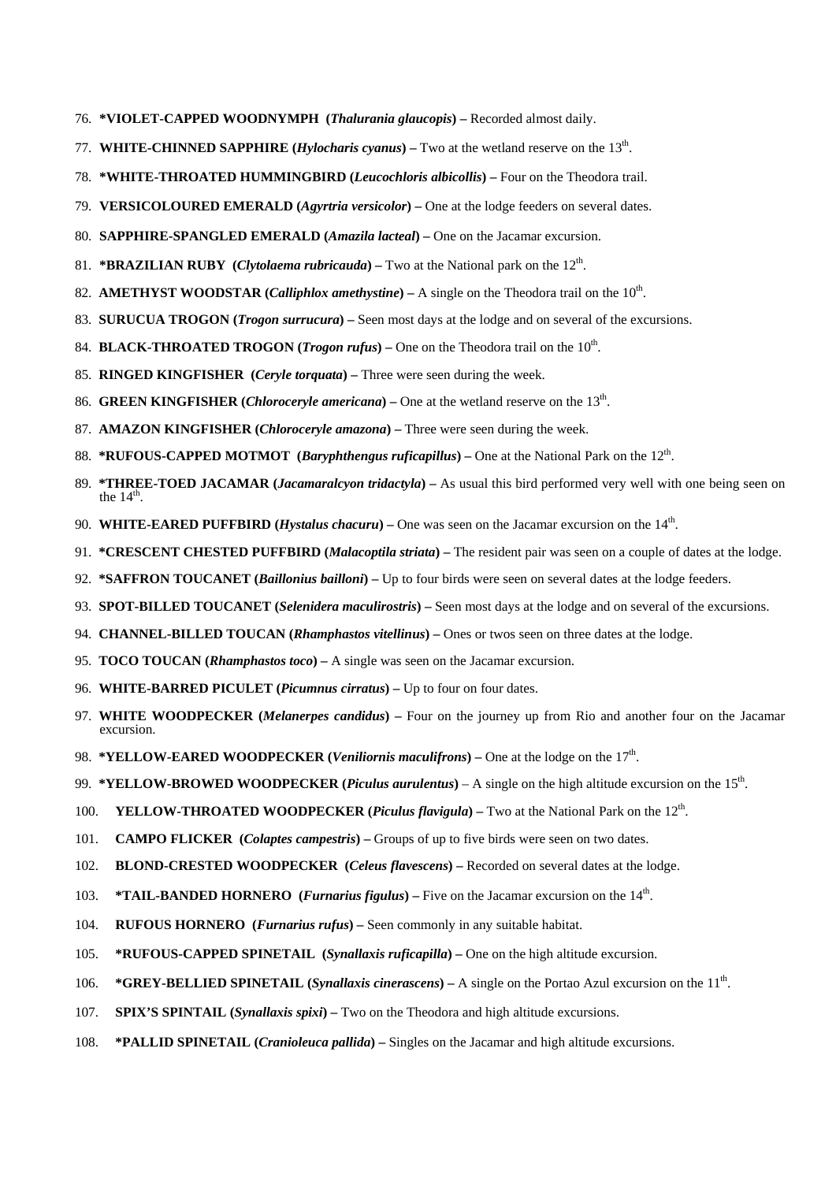76. **\*VIOLET-CAPPED WOODNYMPH (*Thalurania glaucopis*) –** Recorded almost daily.

77. **WHITE-CHINNED SAPPHIRE (*Hylocharis cyanus*) –** Two at the wetland reserve on the 13th.

78. **\*WHITE-THROATED HUMMINGBIRD (*Leucochloris albicollis*) –** Four on the Theodora trail.

79. **VERSICOLOURED EMERALD (*Agyrtria versicolor*) –** One at the lodge feeders on several dates.

80. **SAPPHIRE-SPANGLED EMERALD (*Amazila lacteal*) –** One on the Jacamar excursion.

81. **\*BRAZILIAN RUBY (*Clytolaema rubricauda*) –** Two at the National park on the 12th.

82. **AMETHYST WOODSTAR (*Calliphlox amethystine*) –** A single on the Theodora trail on the 10th.

83. **SURUCUA TROGON (*Trogon surrucura*) –** Seen most days at the lodge and on several of the excursions.

84. **BLACK-THROATED TROGON (*Trogon rufus*) –** One on the Theodora trail on the 10th.

85. **RINGED KINGFISHER (*Ceryle torquata*) –** Three were seen during the week.

86. **GREEN KINGFISHER (*Chloroceryle americana*) –** One at the wetland reserve on the 13th.

87. **AMAZON KINGFISHER (*Chloroceryle amazona*) –** Three were seen during the week.

88. **\*RUFOUS-CAPPED MOTMOT (*Baryphthengus ruficapillus*) –** One at the National Park on the 12th.

89. **\*THREE-TOED JACAMAR (*Jacamaralcyon tridactyla*) –** As usual this bird performed very well with one being seen on the 14th.

90. **WHITE-EARED PUFFBIRD (*Hystalus chacuru*) –** One was seen on the Jacamar excursion on the 14th.

91. **\*CRESCENT CHESTED PUFFBIRD (*Malacoptila striata*) –** The resident pair was seen on a couple of dates at the lodge.

92. **\*SAFFRON TOUCANET (*Baillonius bailloni*) –** Up to four birds were seen on several dates at the lodge feeders.

93. **SPOT-BILLED TOUCANET (*Selenidera maculirostris*) –** Seen most days at the lodge and on several of the excursions.

94. **CHANNEL-BILLED TOUCAN (*Rhamphastos vitellinus*) –** Ones or twos seen on three dates at the lodge.

95. **TOCO TOUCAN (*Rhamphastos toco*) –** A single was seen on the Jacamar excursion.

96. **WHITE-BARRED PICULET (*Picumnus cirratus*) –** Up to four on four dates.

97. **WHITE WOODPECKER (*Melanerpes candidus*) –** Four on the journey up from Rio and another four on the Jacamar excursion.

98. **\*YELLOW-EARED WOODPECKER (*Veniliornis maculifrons*) –** One at the lodge on the 17th.

99. **\*YELLOW-BROWED WOODPECKER (*Piculus aurulentus*)** – A single on the high altitude excursion on the 15th.

100. **YELLOW-THROATED WOODPECKER (*Piculus flavigula*) –** Two at the National Park on the 12th.

101. **CAMPO FLICKER (*Colaptes campestris*) –** Groups of up to five birds were seen on two dates.

102. **BLOND-CRESTED WOODPECKER (*Celeus flavescens*) –** Recorded on several dates at the lodge.

103. **\*TAIL-BANDED HORNERO (*Furnarius figulus*) –** Five on the Jacamar excursion on the 14th.

104. **RUFOUS HORNERO (*Furnarius rufus*) –** Seen commonly in any suitable habitat.

105. **\*RUFOUS-CAPPED SPINETAIL (*Synallaxis ruficapilla*) –** One on the high altitude excursion.

106. **\*GREY-BELLIED SPINETAIL (*Synallaxis cinerascens*) –** A single on the Portao Azul excursion on the 11th.

107. **SPIX'S SPINTAIL (*Synallaxis spixi*) –** Two on the Theodora and high altitude excursions.

108. **\*PALLID SPINETAIL (*Cranioleuca pallida*) –** Singles on the Jacamar and high altitude excursions.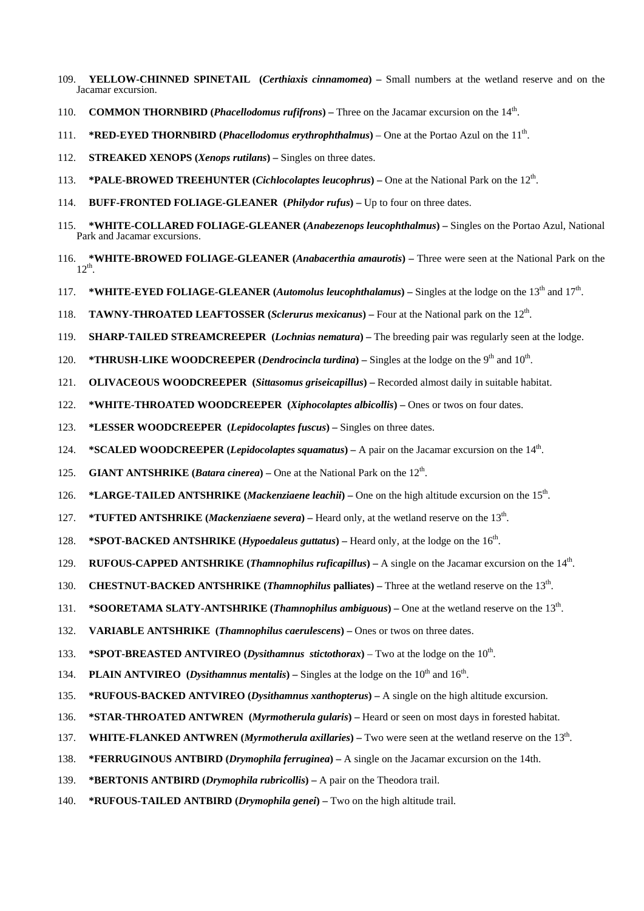109. **YELLOW-CHINNED SPINETAIL (*Certhiaxis cinnamomea*) –** Small numbers at the wetland reserve and on the Jacamar excursion.

110. **COMMON THORNBIRD (*Phacellodomus rufifrons*) –** Three on the Jacamar excursion on the 14th.

111. ***RED-EYED THORNBIRD (*Phacellodomus erythrophthalmus*)** – One at the Portao Azul on the 11th.

112. **STREAKED XENOPS (*Xenops rutilans*) –** Singles on three dates.

113. ***PALE-BROWED TREEHUNTER (*Cichlocolaptes leucophrus*) –** One at the National Park on the 12th.

114. **BUFF-FRONTED FOLIAGE-GLEANER (*Philydor rufus*) –** Up to four on three dates.

115. ***WHITE-COLLARED FOLIAGE-GLEANER (*Anabezenops leucophthalmus*) –** Singles on the Portao Azul, National Park and Jacamar excursions.

116. ***WHITE-BROWED FOLIAGE-GLEANER (*Anabacerthia amaurotis*) –** Three were seen at the National Park on the 12th.

117. ***WHITE-EYED FOLIAGE-GLEANER (*Automolus leucophthalamus*) –** Singles at the lodge on the 13th and 17th.

118. **TAWNY-THROATED LEAFTOSSER (*Sclerurus mexicanus*) –** Four at the National park on the 12th.

119. **SHARP-TAILED STREAMCREEPER (*Lochnias nematura*) –** The breeding pair was regularly seen at the lodge.

120. ***THRUSH-LIKE WOODCREEPER (*Dendrocincla turdina*) –** Singles at the lodge on the 9th and 10th.

121. **OLIVACEOUS WOODCREEPER (*Sittasomus griseicapillus*) –** Recorded almost daily in suitable habitat.

122. ***WHITE-THROATED WOODCREEPER (*Xiphocolaptes albicollis*) –** Ones or twos on four dates.

123. ***LESSER WOODCREEPER (*Lepidocolaptes fuscus*) –** Singles on three dates.

124. ***SCALED WOODCREEPER (*Lepidocolaptes squamatus*) –** A pair on the Jacamar excursion on the 14th.

125. **GIANT ANTSHRIKE (*Batara cinerea*) –** One at the National Park on the 12th.

126. ***LARGE-TAILED ANTSHRIKE (*Mackenziaene leachii*) –** One on the high altitude excursion on the 15th.

127. ***TUFTED ANTSHRIKE (*Mackenziaene severa*) –** Heard only, at the wetland reserve on the 13th.

128. ***SPOT-BACKED ANTSHRIKE (*Hypoedaleus guttatus*) –** Heard only, at the lodge on the 16th.

129. **RUFOUS-CAPPED ANTSHRIKE (*Thamnophilus ruficapillus*) –** A single on the Jacamar excursion on the 14th.

130. **CHESTNUT-BACKED ANTSHRIKE (*Thamnophilus* palliates) –** Three at the wetland reserve on the 13th.

131. ***SOORETAMA SLATY-ANTSHRIKE (*Thamnophilus ambiguous*) –** One at the wetland reserve on the 13th.

132. **VARIABLE ANTSHRIKE (*Thamnophilus caerulescens*) –** Ones or twos on three dates.

133. ***SPOT-BREASTED ANTVIREO (*Dysithamnus stictothorax*)** – Two at the lodge on the 10th.

134. **PLAIN ANTVIREO (*Dysithamnus mentalis*) –** Singles at the lodge on the 10th and 16th.

135. ***RUFOUS-BACKED ANTVIREO (*Dysithamnus xanthopterus*) –** A single on the high altitude excursion.

136. ***STAR-THROATED ANTWREN (*Myrmotherula gularis*) –** Heard or seen on most days in forested habitat.

137. **WHITE-FLANKED ANTWREN (*Myrmotherula axillaries*) –** Two were seen at the wetland reserve on the 13th.

138. ***FERRUGINOUS ANTBIRD (*Drymophila ferruginea*) –** A single on the Jacamar excursion on the 14th.

139. ***BERTONIS ANTBIRD (*Drymophila rubricollis*) –** A pair on the Theodora trail.

140. ***RUFOUS-TAILED ANTBIRD (*Drymophila genei*) –** Two on the high altitude trail.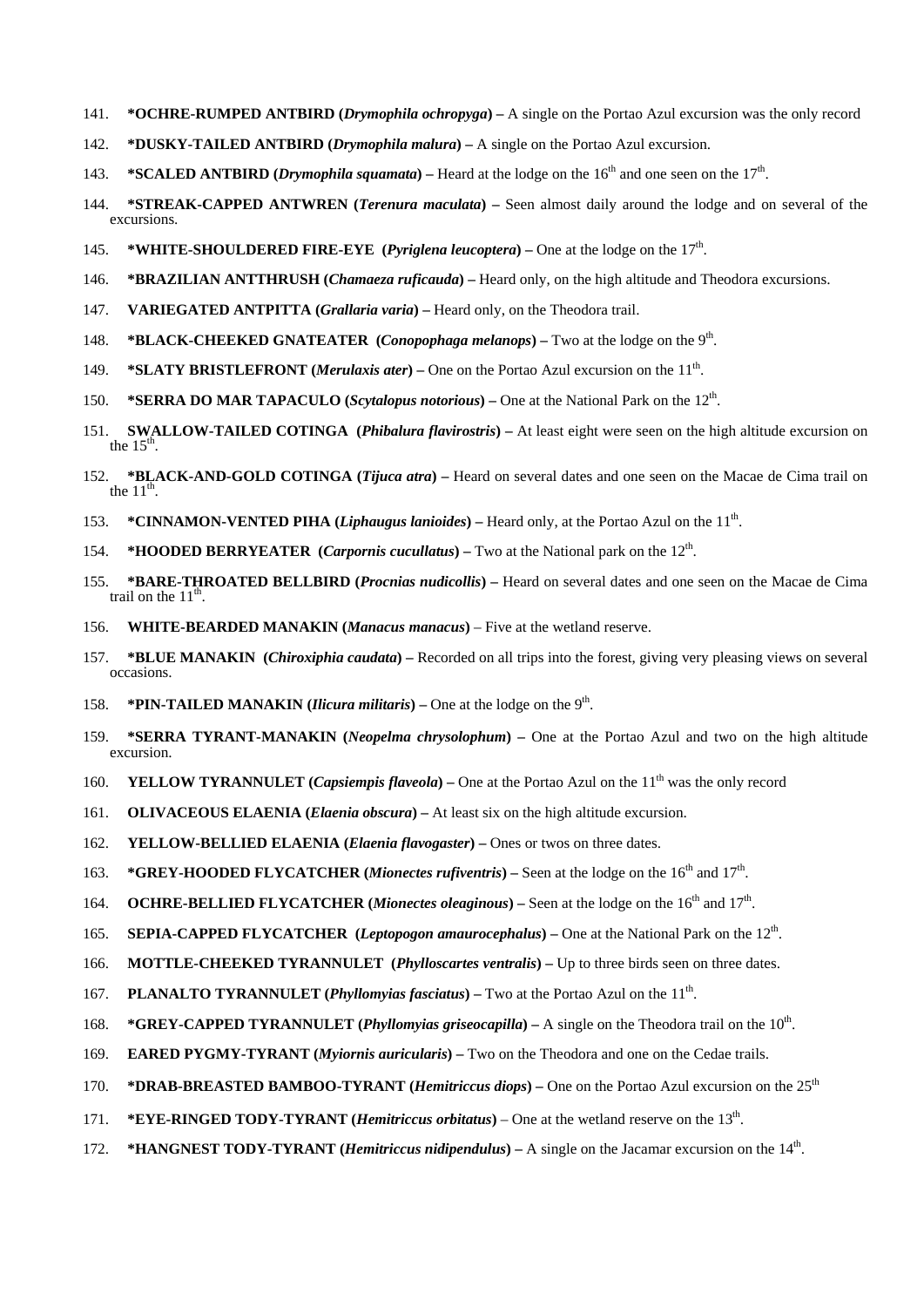141. **\*OCHRE-RUMPED ANTBIRD (*Drymophila ochropyga*) –** A single on the Portao Azul excursion was the only record

142. **\*DUSKY-TAILED ANTBIRD (*Drymophila malura*) –** A single on the Portao Azul excursion.

143. **\*SCALED ANTBIRD (*Drymophila squamata*) –** Heard at the lodge on the 16th and one seen on the 17th.

144. **\*STREAK-CAPPED ANTWREN (*Terenura maculata*) –** Seen almost daily around the lodge and on several of the excursions.

145. **\*WHITE-SHOULDERED FIRE-EYE (*Pyriglena leucoptera*) –** One at the lodge on the 17th.

146. **\*BRAZILIAN ANTTHRUSH (*Chamaeza ruficauda*) –** Heard only, on the high altitude and Theodora excursions.

147. **VARIEGATED ANTPITTA (*Grallaria varia*) –** Heard only, on the Theodora trail.

148. **\*BLACK-CHEEKED GNATEATER (*Conopophaga melanops*) –** Two at the lodge on the 9th.

149. **\*SLATY BRISTLEFRONT (*Merulaxis ater*) –** One on the Portao Azul excursion on the 11th.

150. **\*SERRA DO MAR TAPACULO (*Scytalopus notorious*) –** One at the National Park on the 12th.

151. **SWALLOW-TAILED COTINGA (*Phibalura flavirostris*) –** At least eight were seen on the high altitude excursion on the 15th.

152. **\*BLACK-AND-GOLD COTINGA (*Tijuca atra*) –** Heard on several dates and one seen on the Macae de Cima trail on the 11th.

153. **\*CINNAMON-VENTED PIHA (*Liphaugus lanioides*) –** Heard only, at the Portao Azul on the 11th.

154. **\*HOODED BERRYEATER (*Carpornis cucullatus*) –** Two at the National park on the 12th.

155. **\*BARE-THROATED BELLBIRD (*Procnias nudicollis*) –** Heard on several dates and one seen on the Macae de Cima trail on the 11th.

156. **WHITE-BEARDED MANAKIN (*Manacus manacus*)** – Five at the wetland reserve.

157. **\*BLUE MANAKIN (*Chiroxiphia caudata*) –** Recorded on all trips into the forest, giving very pleasing views on several occasions.

158. **\*PIN-TAILED MANAKIN (*Ilicura militaris*) –** One at the lodge on the 9th.

159. **\*SERRA TYRANT-MANAKIN (*Neopelma chrysolophum*) –** One at the Portao Azul and two on the high altitude excursion.

160. **YELLOW TYRANNULET (*Capsiempis flaveola*) –** One at the Portao Azul on the 11th was the only record

161. **OLIVACEOUS ELAENIA (*Elaenia obscura*) –** At least six on the high altitude excursion.

162. **YELLOW-BELLIED ELAENIA (*Elaenia flavogaster*) –** Ones or twos on three dates.

163. **\*GREY-HOODED FLYCATCHER (*Mionectes rufiventris*) –** Seen at the lodge on the 16th and 17th.

164. **OCHRE-BELLIED FLYCATCHER (*Mionectes oleaginous*) –** Seen at the lodge on the 16th and 17th.

165. **SEPIA-CAPPED FLYCATCHER (*Leptopogon amaurocephalus*) –** One at the National Park on the 12th.

166. **MOTTLE-CHEEKED TYRANNULET (*Phylloscartes ventralis*) –** Up to three birds seen on three dates.

167. **PLANALTO TYRANNULET (*Phyllomyias fasciatus*) –** Two at the Portao Azul on the 11th.

168. **\*GREY-CAPPED TYRANNULET (*Phyllomyias griseocapilla*) –** A single on the Theodora trail on the 10th.

169. **EARED PYGMY-TYRANT (*Myiornis auricularis*) –** Two on the Theodora and one on the Cedae trails.

170. **\*DRAB-BREASTED BAMBOO-TYRANT (*Hemitriccus diops*) –** One on the Portao Azul excursion on the 25th

171. **\*EYE-RINGED TODY-TYRANT (*Hemitriccus orbitatus*)** – One at the wetland reserve on the 13th.

172. **\*HANGNEST TODY-TYRANT (*Hemitriccus nidipendulus*) –** A single on the Jacamar excursion on the 14th.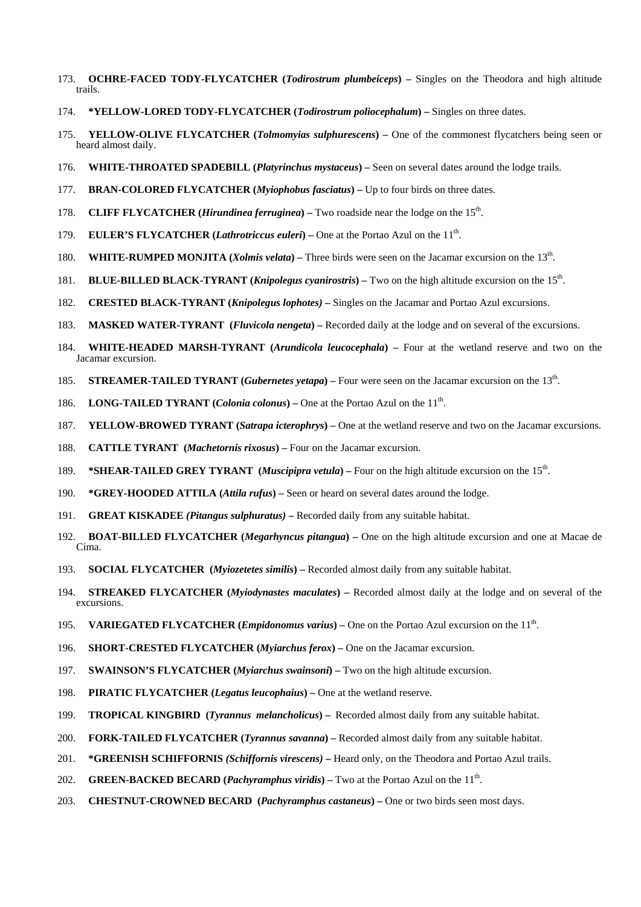173. **OCHRE-FACED TODY-FLYCATCHER (*Todirostrum plumbeiceps*) –** Singles on the Theodora and high altitude trails.

174. ***YELLOW-LORED TODY-FLYCATCHER (*Todirostrum poliocephalum*) –** Singles on three dates.

175. **YELLOW-OLIVE FLYCATCHER (*Tolmomyias sulphurescens*) –** One of the commonest flycatchers being seen or heard almost daily.

176. **WHITE-THROATED SPADEBILL (*Platyrinchus mystaceus*) –** Seen on several dates around the lodge trails.

177. **BRAN-COLORED FLYCATCHER (*Myiophobus fasciatus*) –** Up to four birds on three dates.

178. **CLIFF FLYCATCHER (*Hirundinea ferruginea*) –** Two roadside near the lodge on the 15th.

179. **EULER'S FLYCATCHER (*Lathrotriccus euleri*) –** One at the Portao Azul on the 11th.

180. **WHITE-RUMPED MONJITA (*Xolmis velata*) –** Three birds were seen on the Jacamar excursion on the 13th.

181. **BLUE-BILLED BLACK-TYRANT (*Knipolegus cyanirostris*) –** Two on the high altitude excursion on the 15th.

182. **CRESTED BLACK-TYRANT (*Knipolegus lophotes)* –** Singles on the Jacamar and Portao Azul excursions.

183. **MASKED WATER-TYRANT (*Fluvicola nengeta*) –** Recorded daily at the lodge and on several of the excursions.

184. **WHITE-HEADED MARSH-TYRANT (*Arundicola leucocephala*) –** Four at the wetland reserve and two on the Jacamar excursion.

185. **STREAMER-TAILED TYRANT (*Gubernetes yetapa*) –** Four were seen on the Jacamar excursion on the 13th.

186. **LONG-TAILED TYRANT (*Colonia colonus*) –** One at the Portao Azul on the 11th.

187. **YELLOW-BROWED TYRANT (*Satrapa icterophrys*) –** One at the wetland reserve and two on the Jacamar excursions.

188. **CATTLE TYRANT (*Machetornis rixosus*) –** Four on the Jacamar excursion.

189. ***SHEAR-TAILED GREY TYRANT (*Muscipipra vetula*) –** Four on the high altitude excursion on the 15th.

190. ***GREY-HOODED ATTILA (*Attila rufus*) –** Seen or heard on several dates around the lodge.

191. **GREAT KISKADEE *(Pitangus sulphuratus)* –** Recorded daily from any suitable habitat.

192. **BOAT-BILLED FLYCATCHER (*Megarhyncus pitangua*) –** One on the high altitude excursion and one at Macae de Cima.

193. **SOCIAL FLYCATCHER (*Myiozetetes similis*) –** Recorded almost daily from any suitable habitat.

194. **STREAKED FLYCATCHER (*Myiodynastes maculates*) –** Recorded almost daily at the lodge and on several of the excursions.

195. **VARIEGATED FLYCATCHER (*Empidonomus varius*) –** One on the Portao Azul excursion on the 11th.

196. **SHORT-CRESTED FLYCATCHER (*Myiarchus ferox*) –** One on the Jacamar excursion.

197. **SWAINSON'S FLYCATCHER (*Myiarchus swainsoni*) –** Two on the high altitude excursion.

198. **PIRATIC FLYCATCHER (*Legatus leucophaius*) –** One at the wetland reserve.

199. **TROPICAL KINGBIRD (*Tyrannus melancholicus*) –** Recorded almost daily from any suitable habitat.

200. **FORK-TAILED FLYCATCHER (*Tyrannus savanna*) –** Recorded almost daily from any suitable habitat.

201. ***GREENISH SCHIFFORNIS *(Schiffornis virescens)* –** Heard only, on the Theodora and Portao Azul trails.

202. **GREEN-BACKED BECARD (*Pachyramphus viridis*) –** Two at the Portao Azul on the 11th.

203. **CHESTNUT-CROWNED BECARD (*Pachyramphus castaneus*) –** One or two birds seen most days.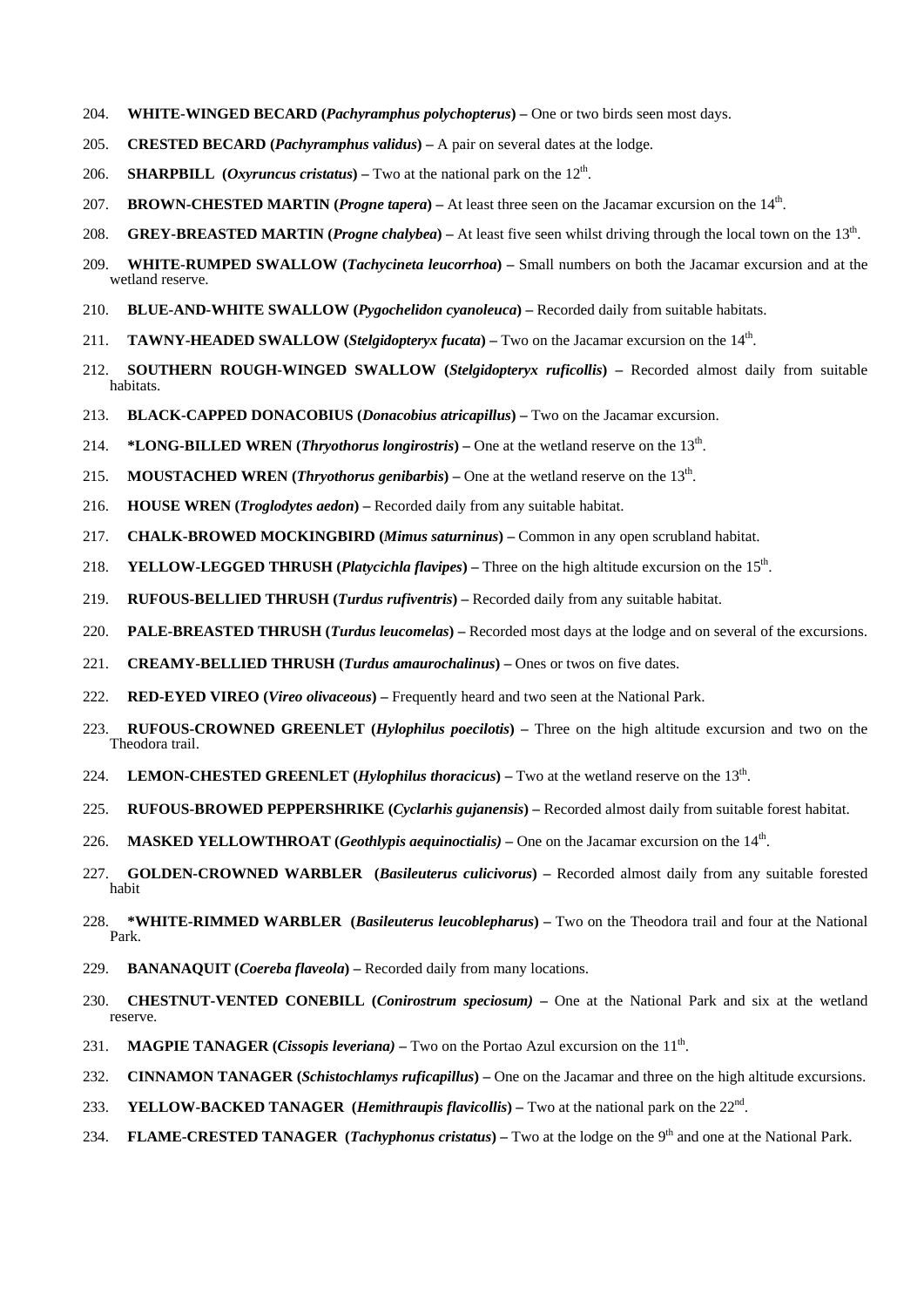204. **WHITE-WINGED BECARD (*Pachyramphus polychopterus*) –** One or two birds seen most days.

205. **CRESTED BECARD (*Pachyramphus validus*) –** A pair on several dates at the lodge.

206. **SHARPBILL (*Oxyruncus cristatus*) –** Two at the national park on the 12th.

207. **BROWN-CHESTED MARTIN (*Progne tapera*) –** At least three seen on the Jacamar excursion on the 14th.

208. **GREY-BREASTED MARTIN (*Progne chalybea*) –** At least five seen whilst driving through the local town on the 13th.

209. **WHITE-RUMPED SWALLOW (*Tachycineta leucorrhoa*) –** Small numbers on both the Jacamar excursion and at the wetland reserve.

210. **BLUE-AND-WHITE SWALLOW (*Pygochelidon cyanoleuca*) –** Recorded daily from suitable habitats.

211. **TAWNY-HEADED SWALLOW (*Stelgidopteryx fucata*) –** Two on the Jacamar excursion on the 14th.

212. **SOUTHERN ROUGH-WINGED SWALLOW (*Stelgidopteryx ruficollis*) –** Recorded almost daily from suitable habitats.

213. **BLACK-CAPPED DONACOBIUS (*Donacobius atricapillus*) –** Two on the Jacamar excursion.

214. **\*LONG-BILLED WREN (*Thryothorus longirostris*) –** One at the wetland reserve on the 13th.

215. **MOUSTACHED WREN (*Thryothorus genibarbis*) –** One at the wetland reserve on the 13th.

216. **HOUSE WREN (*Troglodytes aedon*) –** Recorded daily from any suitable habitat.

217. **CHALK-BROWED MOCKINGBIRD (*Mimus saturninus*) –** Common in any open scrubland habitat.

218. **YELLOW-LEGGED THRUSH (*Platycichla flavipes*) –** Three on the high altitude excursion on the 15th.

219. **RUFOUS-BELLIED THRUSH (*Turdus rufiventris*) –** Recorded daily from any suitable habitat.

220. **PALE-BREASTED THRUSH (*Turdus leucomelas*) –** Recorded most days at the lodge and on several of the excursions.

221. **CREAMY-BELLIED THRUSH (*Turdus amaurochalinus*) –** Ones or twos on five dates.

222. **RED-EYED VIREO (*Vireo olivaceous*) –** Frequently heard and two seen at the National Park.

223. **RUFOUS-CROWNED GREENLET (*Hylophilus poecilotis*) –** Three on the high altitude excursion and two on the Theodora trail.

224. **LEMON-CHESTED GREENLET (*Hylophilus thoracicus*) –** Two at the wetland reserve on the 13th.

225. **RUFOUS-BROWED PEPPERSHRIKE (*Cyclarhis gujanensis*) –** Recorded almost daily from suitable forest habitat.

226. **MASKED YELLOWTHROAT (*Geothlypis aequinoctialis) –*** One on the Jacamar excursion on the 14th.

227. **GOLDEN-CROWNED WARBLER (*Basileuterus culicivorus*) –** Recorded almost daily from any suitable forested habit

228. **\*WHITE-RIMMED WARBLER (*Basileuterus leucoblepharus*) –** Two on the Theodora trail and four at the National Park.

229. **BANANAQUIT (*Coereba flaveola*) –** Recorded daily from many locations.

230. **CHESTNUT-VENTED CONEBILL (*Conirostrum speciosum) –*** One at the National Park and six at the wetland reserve.

231. **MAGPIE TANAGER (*Cissopis leveriana) –*** Two on the Portao Azul excursion on the 11th.

232. **CINNAMON TANAGER (*Schistochlamys ruficapillus*) –** One on the Jacamar and three on the high altitude excursions.

233. **YELLOW-BACKED TANAGER (*Hemithraupis flavicollis*) –** Two at the national park on the 22nd.

234. **FLAME-CRESTED TANAGER (*Tachyphonus cristatus*) –** Two at the lodge on the 9th and one at the National Park.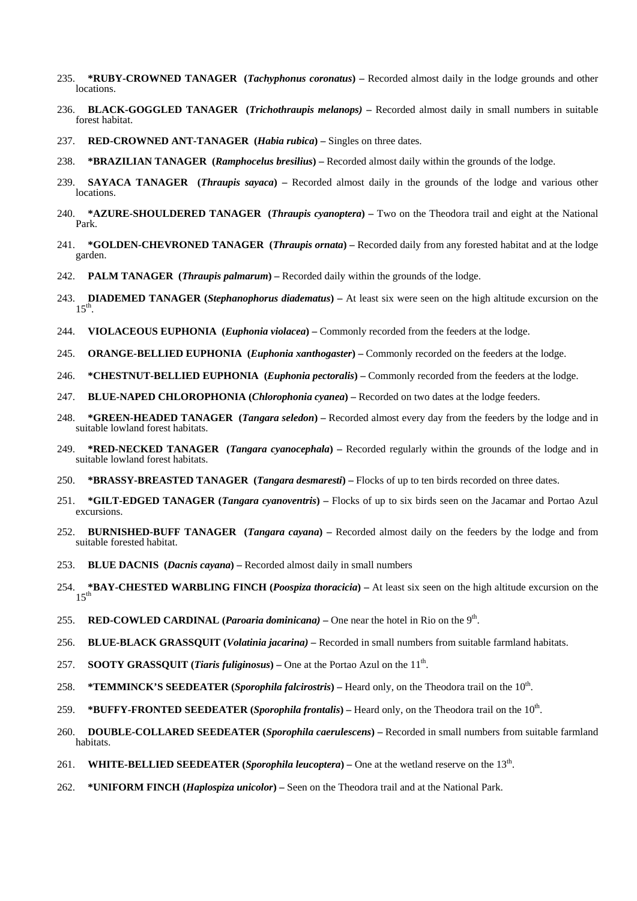235. **\*RUBY-CROWNED TANAGER (*Tachyphonus coronatus*)** – Recorded almost daily in the lodge grounds and other locations.

236. **BLACK-GOGGLED TANAGER (*Trichothraupis melanops)*** – Recorded almost daily in small numbers in suitable forest habitat.

237. **RED-CROWNED ANT-TANAGER (*Habia rubica*)** – Singles on three dates.

238. **\*BRAZILIAN TANAGER (*Ramphocelus bresilius*)** – Recorded almost daily within the grounds of the lodge.

239. **SAYACA TANAGER (*Thraupis sayaca*)** – Recorded almost daily in the grounds of the lodge and various other locations.

240. **\*AZURE-SHOULDERED TANAGER (*Thraupis cyanoptera*)** – Two on the Theodora trail and eight at the National Park.

241. **\*GOLDEN-CHEVRONED TANAGER (*Thraupis ornata*)** – Recorded daily from any forested habitat and at the lodge garden.

242. **PALM TANAGER (*Thraupis palmarum*)** – Recorded daily within the grounds of the lodge.

243. **DIADEMED TANAGER (*Stephanophorus diadematus*)** – At least six were seen on the high altitude excursion on the 15th.

244. **VIOLACEOUS EUPHONIA (*Euphonia violacea*)** – Commonly recorded from the feeders at the lodge.

245. **ORANGE-BELLIED EUPHONIA (*Euphonia xanthogaster*)** – Commonly recorded on the feeders at the lodge.

246. **\*CHESTNUT-BELLIED EUPHONIA (*Euphonia pectoralis*)** – Commonly recorded from the feeders at the lodge.

247. **BLUE-NAPED CHLOROPHONIA (*Chlorophonia cyanea*)** – Recorded on two dates at the lodge feeders.

248. **\*GREEN-HEADED TANAGER (*Tangara seledon*)** – Recorded almost every day from the feeders by the lodge and in suitable lowland forest habitats.

249. **\*RED-NECKED TANAGER (*Tangara cyanocephala*)** – Recorded regularly within the grounds of the lodge and in suitable lowland forest habitats.

250. **\*BRASSY-BREASTED TANAGER (*Tangara desmaresti*)** – Flocks of up to ten birds recorded on three dates.

251. **\*GILT-EDGED TANAGER (*Tangara cyanoventris*)** – Flocks of up to six birds seen on the Jacamar and Portao Azul excursions.

252. **BURNISHED-BUFF TANAGER (*Tangara cayana*)** – Recorded almost daily on the feeders by the lodge and from suitable forested habitat.

253. **BLUE DACNIS (*Dacnis cayana*)** – Recorded almost daily in small numbers

254. **\*BAY-CHESTED WARBLING FINCH (*Poospiza thoracicia*)** – At least six seen on the high altitude excursion on the 15th

255. **RED-COWLED CARDINAL (*Paroaria dominicana)*** – One near the hotel in Rio on the 9th.

256. **BLUE-BLACK GRASSQUIT (*Volatinia jacarina)*** – Recorded in small numbers from suitable farmland habitats.

257. **SOOTY GRASSQUIT (*Tiaris fuliginosus*)** – One at the Portao Azul on the 11th.

258. **\*TEMMINCK'S SEEDEATER (*Sporophila falcirostris*)** – Heard only, on the Theodora trail on the 10th.

259. **\*BUFFY-FRONTED SEEDEATER (*Sporophila frontalis*)** – Heard only, on the Theodora trail on the 10th.

260. **DOUBLE-COLLARED SEEDEATER (*Sporophila caerulescens*)** – Recorded in small numbers from suitable farmland habitats.

261. **WHITE-BELLIED SEEDEATER (*Sporophila leucoptera*)** – One at the wetland reserve on the 13th.

262. **\*UNIFORM FINCH (*Haplospiza unicolor*)** – Seen on the Theodora trail and at the National Park.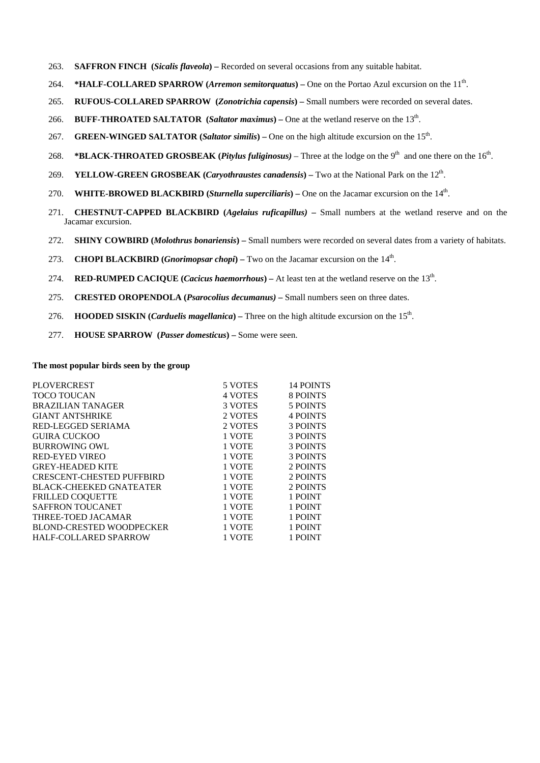263. **SAFFRON FINCH (*Sicalis flaveola*) –** Recorded on several occasions from any suitable habitat.

264. **\*HALF-COLLARED SPARROW (*Arremon semitorquatus*) –** One on the Portao Azul excursion on the 11th.

265. **RUFOUS-COLLARED SPARROW (*Zonotrichia capensis*) –** Small numbers were recorded on several dates.

266. **BUFF-THROATED SALTATOR (*Saltator maximus*) –** One at the wetland reserve on the 13th.

267. **GREEN-WINGED SALTATOR (*Saltator similis*) –** One on the high altitude excursion on the 15th.

268. **\*BLACK-THROATED GROSBEAK (*Pitylus fuliginosus)* –** Three at the lodge on the 9th and one there on the 16th.

269. **YELLOW-GREEN GROSBEAK (*Caryothraustes canadensis*) –** Two at the National Park on the 12th.

270. **WHITE-BROWED BLACKBIRD (*Sturnella superciliaris*) –** One on the Jacamar excursion on the 14th.

271. **CHESTNUT-CAPPED BLACKBIRD (*Agelaius ruficapillus)* –** Small numbers at the wetland reserve and on the Jacamar excursion.

272. **SHINY COWBIRD (*Molothrus bonariensis*) –** Small numbers were recorded on several dates from a variety of habitats.

273. **CHOPI BLACKBIRD (*Gnorimopsar chopi*) –** Two on the Jacamar excursion on the 14th.

274. **RED-RUMPED CACIQUE (*Cacicus haemorrhous*) –** At least ten at the wetland reserve on the 13th.

275. **CRESTED OROPENDOLA (*Psarocolius decumanus)* –** Small numbers seen on three dates.

276. **HOODED SISKIN (*Carduelis magellanica*) –** Three on the high altitude excursion on the 15th.

277. **HOUSE SPARROW (*Passer domesticus*) –** Some were seen.

**The most popular birds seen by the group**

| | | |
|---|---|---|
| PLOVERCREST | 5 VOTES | 14 POINTS |
| TOCO TOUCAN | 4 VOTES | 8 POINTS |
| BRAZILIAN TANAGER | 3 VOTES | 5 POINTS |
| GIANT ANTSHRIKE | 2 VOTES | 4 POINTS |
| RED-LEGGED SERIAMA | 2 VOTES | 3 POINTS |
| GUIRA CUCKOO | 1 VOTE | 3 POINTS |
| BURROWING OWL | 1 VOTE | 3 POINTS |
| RED-EYED VIREO | 1 VOTE | 3 POINTS |
| GREY-HEADED KITE | 1 VOTE | 2 POINTS |
| CRESCENT-CHESTED PUFFBIRD | 1 VOTE | 2 POINTS |
| BLACK-CHEEKED GNATEATER | 1 VOTE | 2 POINTS |
| FRILLED COQUETTE | 1 VOTE | 1 POINT |
| SAFFRON TOUCANET | 1 VOTE | 1 POINT |
| THREE-TOED JACAMAR | 1 VOTE | 1 POINT |
| BLOND-CRESTED WOODPECKER | 1 VOTE | 1 POINT |
| HALF-COLLARED SPARROW | 1 VOTE | 1 POINT |